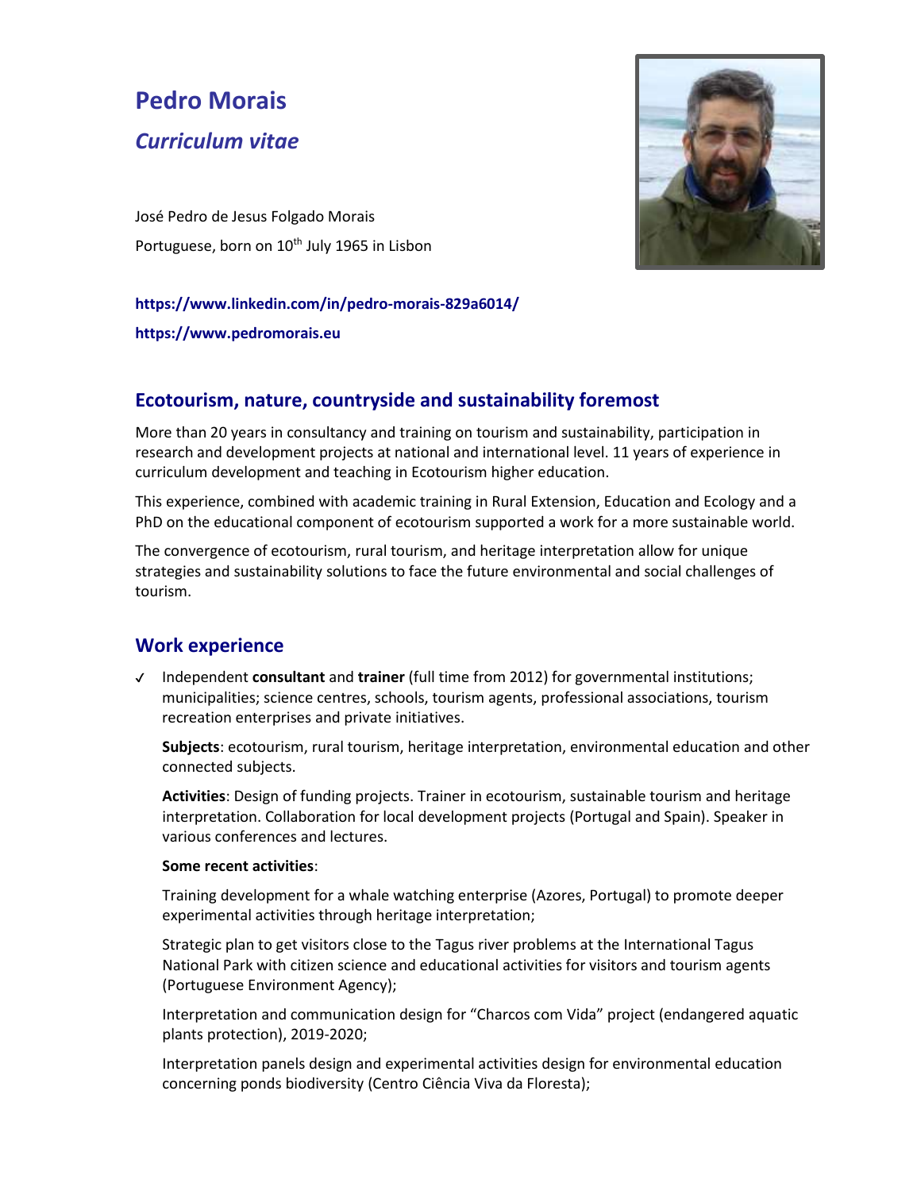# Pedro Morais

## *Curriculum vitae*

José Pedro de Jesus Folgado Morais

Portuguese, born on 10th July 1965 in Lisbon

**https://www.linkedin.com/in/pedro-morais-829a6014/**

**https://www.pedromorais.eu**

## Ecotourism, nature, countryside and sustainability foremost

More than 20 years in consultancy and training on tourism and sustainability, participation in research and development projects at national and international level. 11 years of experience in curriculum development and teaching in Ecotourism higher education.

This experience, combined with academic training in Rural Extension, Education and Ecology and a PhD on the educational component of ecotourism supported a work for a more sustainable world.

The convergence of ecotourism, rural tourism, and heritage interpretation allow for unique strategies and sustainability solutions to face the future environmental and social challenges of tourism.

## Work experience

- ✓ Independent **consultant** and **trainer** (full time from 2012) for governmental institutions; municipalities; science centres, schools, tourism agents, professional associations, tourism recreation enterprises and private initiatives.

  **Subjects**: ecotourism, rural tourism, heritage interpretation, environmental education and other connected subjects.

  **Activities**: Design of funding projects. Trainer in ecotourism, sustainable tourism and heritage interpretation. Collaboration for local development projects (Portugal and Spain). Speaker in various conferences and lectures.

  **Some recent activities**:

  Training development for a whale watching enterprise (Azores, Portugal) to promote deeper experimental activities through heritage interpretation;

  Strategic plan to get visitors close to the Tagus river problems at the International Tagus National Park with citizen science and educational activities for visitors and tourism agents (Portuguese Environment Agency);

  Interpretation and communication design for "Charcos com Vida" project (endangered aquatic plants protection), 2019-2020;

  Interpretation panels design and experimental activities design for environmental education concerning ponds biodiversity (Centro Ciência Viva da Floresta);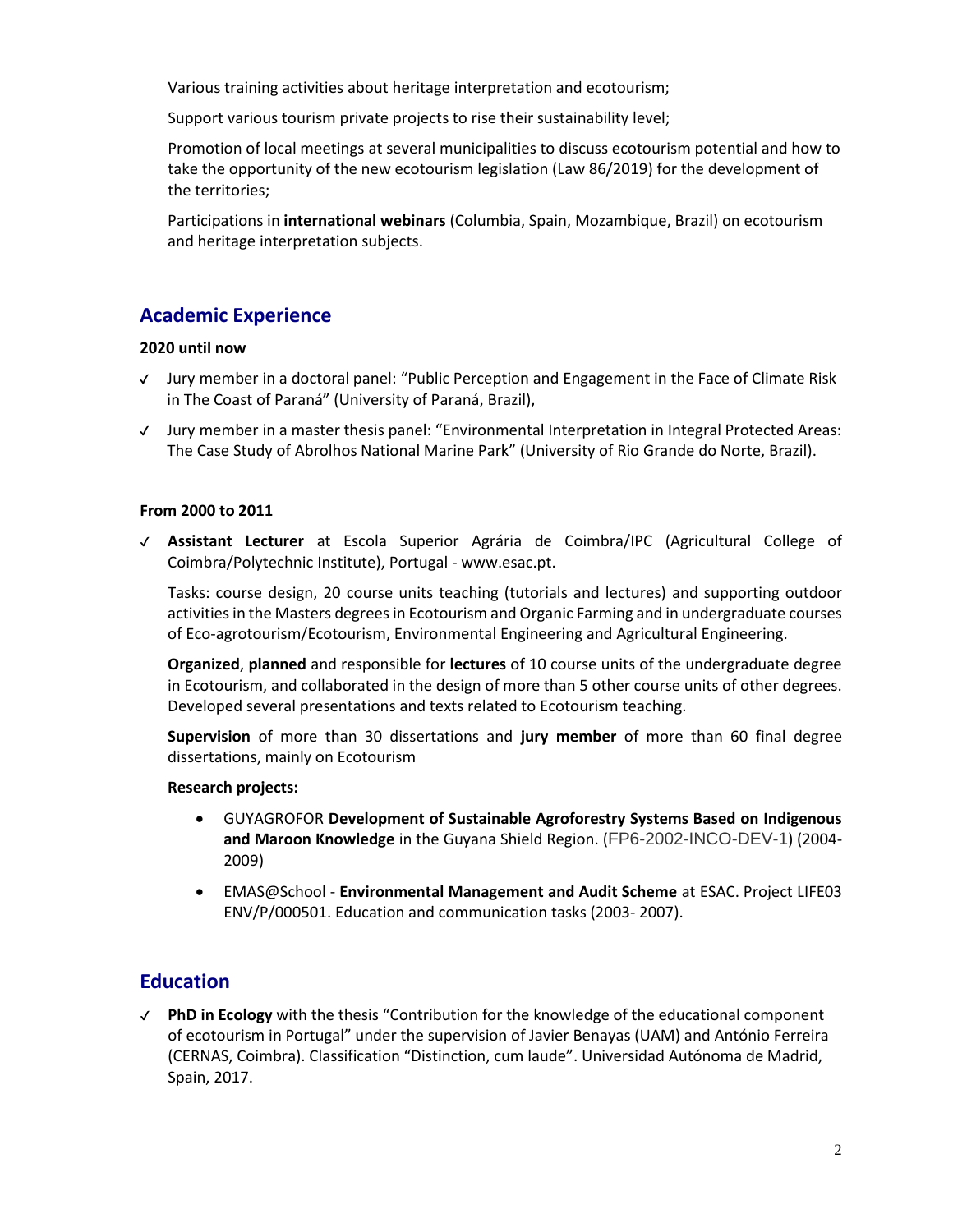Various training activities about heritage interpretation and ecotourism;

Support various tourism private projects to rise their sustainability level;

Promotion of local meetings at several municipalities to discuss ecotourism potential and how to take the opportunity of the new ecotourism legislation (Law 86/2019) for the development of the territories;

Participations in **international webinars** (Columbia, Spain, Mozambique, Brazil) on ecotourism and heritage interpretation subjects.

## Academic Experience

**2020 until now**

- ✓ Jury member in a doctoral panel: "Public Perception and Engagement in the Face of Climate Risk in The Coast of Paraná" (University of Paraná, Brazil),
- ✓ Jury member in a master thesis panel: "Environmental Interpretation in Integral Protected Areas: The Case Study of Abrolhos National Marine Park" (University of Rio Grande do Norte, Brazil).

**From 2000 to 2011**

- ✓ **Assistant Lecturer** at Escola Superior Agrária de Coimbra/IPC (Agricultural College of Coimbra/Polytechnic Institute), Portugal - www.esac.pt.

  Tasks: course design, 20 course units teaching (tutorials and lectures) and supporting outdoor activities in the Masters degrees in Ecotourism and Organic Farming and in undergraduate courses of Eco-agrotourism/Ecotourism, Environmental Engineering and Agricultural Engineering.

  **Organized**, **planned** and responsible for **lectures** of 10 course units of the undergraduate degree in Ecotourism, and collaborated in the design of more than 5 other course units of other degrees. Developed several presentations and texts related to Ecotourism teaching.

  **Supervision** of more than 30 dissertations and **jury member** of more than 60 final degree dissertations, mainly on Ecotourism

  **Research projects:**

  - GUYAGROFOR **Development of Sustainable Agroforestry Systems Based on Indigenous and Maroon Knowledge** in the Guyana Shield Region. (FP6-2002-INCO-DEV-1) (2004-2009)
  - EMAS@School - **Environmental Management and Audit Scheme** at ESAC. Project LIFE03 ENV/P/000501. Education and communication tasks (2003- 2007).

## Education

- ✓ **PhD in Ecology** with the thesis "Contribution for the knowledge of the educational component of ecotourism in Portugal" under the supervision of Javier Benayas (UAM) and António Ferreira (CERNAS, Coimbra). Classification "Distinction, cum laude". Universidad Autónoma de Madrid, Spain, 2017.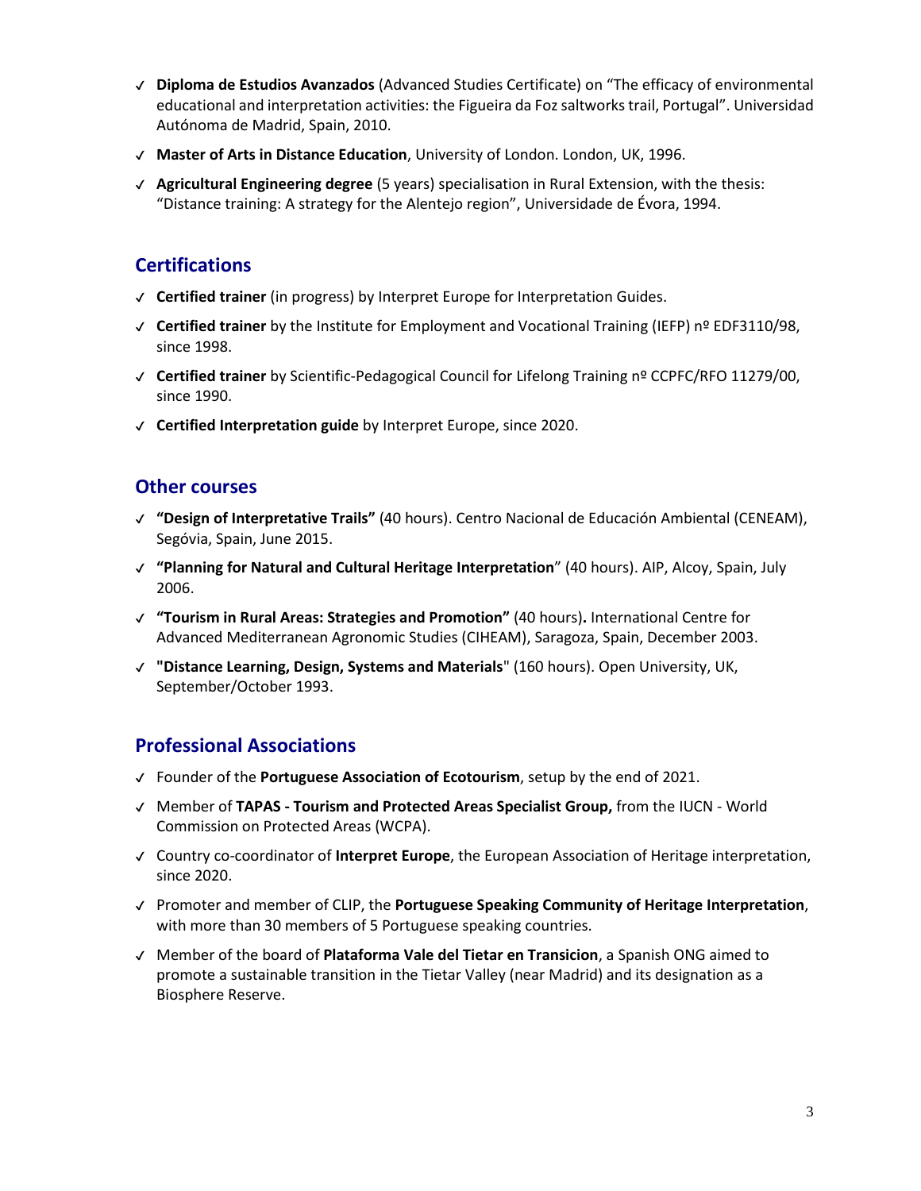- ✓ **Diploma de Estudios Avanzados** (Advanced Studies Certificate) on "The efficacy of environmental educational and interpretation activities: the Figueira da Foz saltworks trail, Portugal". Universidad Autónoma de Madrid, Spain, 2010.
- ✓ **Master of Arts in Distance Education**, University of London. London, UK, 1996.
- ✓ **Agricultural Engineering degree** (5 years) specialisation in Rural Extension, with the thesis: "Distance training: A strategy for the Alentejo region", Universidade de Évora, 1994.

## Certifications

- ✓ **Certified trainer** (in progress) by Interpret Europe for Interpretation Guides.
- ✓ **Certified trainer** by the Institute for Employment and Vocational Training (IEFP) nº EDF3110/98, since 1998.
- ✓ **Certified trainer** by Scientific-Pedagogical Council for Lifelong Training nº CCPFC/RFO 11279/00, since 1990.
- ✓ **Certified Interpretation guide** by Interpret Europe, since 2020.

## Other courses

- ✓ **"Design of Interpretative Trails"** (40 hours). Centro Nacional de Educación Ambiental (CENEAM), Segóvia, Spain, June 2015.
- ✓ **"Planning for Natural and Cultural Heritage Interpretation**" (40 hours). AIP, Alcoy, Spain, July 2006.
- ✓ **"Tourism in Rural Areas: Strategies and Promotion"** (40 hours)**.** International Centre for Advanced Mediterranean Agronomic Studies (CIHEAM), Saragoza, Spain, December 2003.
- ✓ **"Distance Learning, Design, Systems and Materials**" (160 hours). Open University, UK, September/October 1993.

## Professional Associations

- ✓ Founder of the **Portuguese Association of Ecotourism**, setup by the end of 2021.
- ✓ Member of **TAPAS - Tourism and Protected Areas Specialist Group,** from the IUCN - World Commission on Protected Areas (WCPA).
- ✓ Country co-coordinator of **Interpret Europe**, the European Association of Heritage interpretation, since 2020.
- ✓ Promoter and member of CLIP, the **Portuguese Speaking Community of Heritage Interpretation**, with more than 30 members of 5 Portuguese speaking countries.
- ✓ Member of the board of **Plataforma Vale del Tietar en Transicion**, a Spanish ONG aimed to promote a sustainable transition in the Tietar Valley (near Madrid) and its designation as a Biosphere Reserve.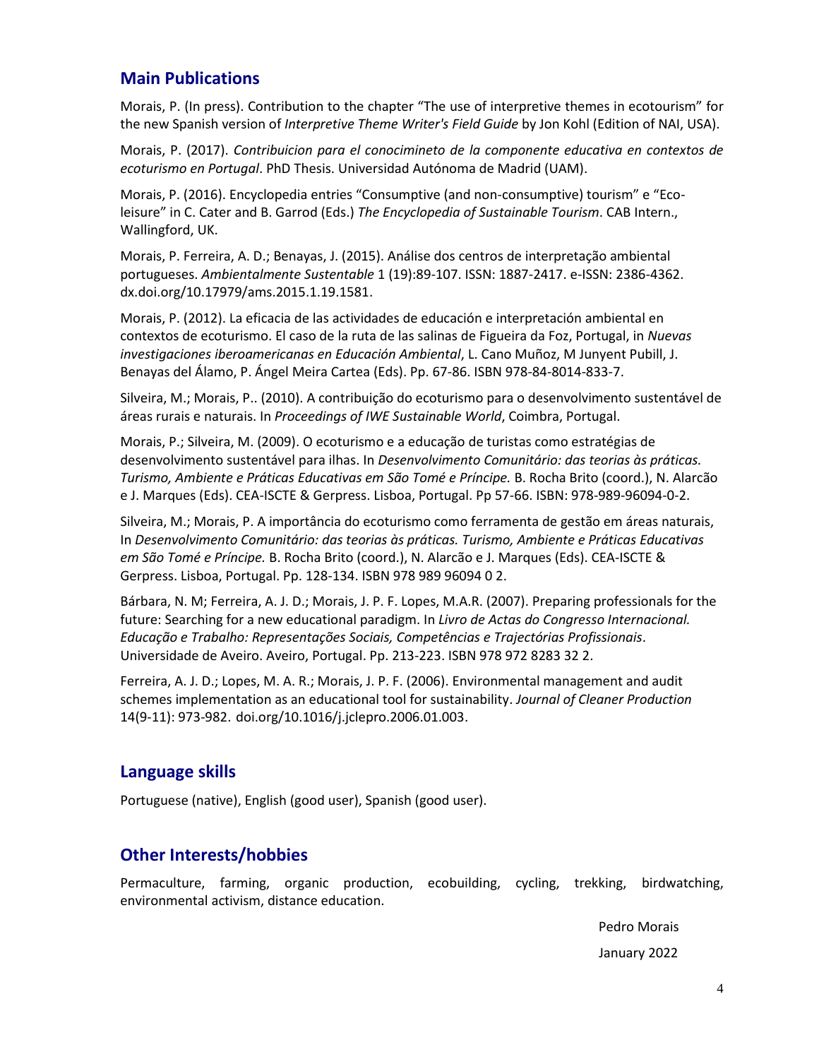## Main Publications

Morais, P. (In press). Contribution to the chapter "The use of interpretive themes in ecotourism" for the new Spanish version of *Interpretive Theme Writer's Field Guide* by Jon Kohl (Edition of NAI, USA).

Morais, P. (2017). *Contribuicion para el conocimineto de la componente educativa en contextos de ecoturismo en Portugal*. PhD Thesis. Universidad Autónoma de Madrid (UAM).

Morais, P. (2016). Encyclopedia entries "Consumptive (and non-consumptive) tourism" e "Eco-leisure" in C. Cater and B. Garrod (Eds.) *The Encyclopedia of Sustainable Tourism*. CAB Intern., Wallingford, UK.

Morais, P. Ferreira, A. D.; Benayas, J. (2015). Análise dos centros de interpretação ambiental portugueses. *Ambientalmente Sustentable* 1 (19):89-107. ISSN: 1887-2417. e-ISSN: 2386-4362. dx.doi.org/10.17979/ams.2015.1.19.1581.

Morais, P. (2012). La eficacia de las actividades de educación e interpretación ambiental en contextos de ecoturismo. El caso de la ruta de las salinas de Figueira da Foz, Portugal, in *Nuevas investigaciones iberoamericanas en Educación Ambiental*, L. Cano Muñoz, M Junyent Pubill, J. Benayas del Álamo, P. Ángel Meira Cartea (Eds). Pp. 67-86. ISBN 978-84-8014-833-7.

Silveira, M.; Morais, P.. (2010). A contribuição do ecoturismo para o desenvolvimento sustentável de áreas rurais e naturais. In *Proceedings of IWE Sustainable World*, Coimbra, Portugal.

Morais, P.; Silveira, M. (2009). O ecoturismo e a educação de turistas como estratégias de desenvolvimento sustentável para ilhas. In *Desenvolvimento Comunitário: das teorias às práticas. Turismo, Ambiente e Práticas Educativas em São Tomé e Príncipe.* B. Rocha Brito (coord.), N. Alarcão e J. Marques (Eds). CEA-ISCTE & Gerpress. Lisboa, Portugal. Pp 57-66. ISBN: 978-989-96094-0-2.

Silveira, M.; Morais, P. A importância do ecoturismo como ferramenta de gestão em áreas naturais, In *Desenvolvimento Comunitário: das teorias às práticas. Turismo, Ambiente e Práticas Educativas em São Tomé e Príncipe.* B. Rocha Brito (coord.), N. Alarcão e J. Marques (Eds). CEA-ISCTE & Gerpress. Lisboa, Portugal. Pp. 128-134. ISBN 978 989 96094 0 2.

Bárbara, N. M; Ferreira, A. J. D.; Morais, J. P. F. Lopes, M.A.R. (2007). Preparing professionals for the future: Searching for a new educational paradigm. In *Livro de Actas do Congresso Internacional. Educação e Trabalho: Representações Sociais, Competências e Trajectórias Profissionais*. Universidade de Aveiro. Aveiro, Portugal. Pp. 213-223. ISBN 978 972 8283 32 2.

Ferreira, A. J. D.; Lopes, M. A. R.; Morais, J. P. F. (2006). Environmental management and audit schemes implementation as an educational tool for sustainability. *Journal of Cleaner Production* 14(9-11): 973-982. doi.org/10.1016/j.jclepro.2006.01.003.

## Language skills

Portuguese (native), English (good user), Spanish (good user).

## Other Interests/hobbies

Permaculture, farming, organic production, ecobuilding, cycling, trekking, birdwatching, environmental activism, distance education.

Pedro Morais

January 2022